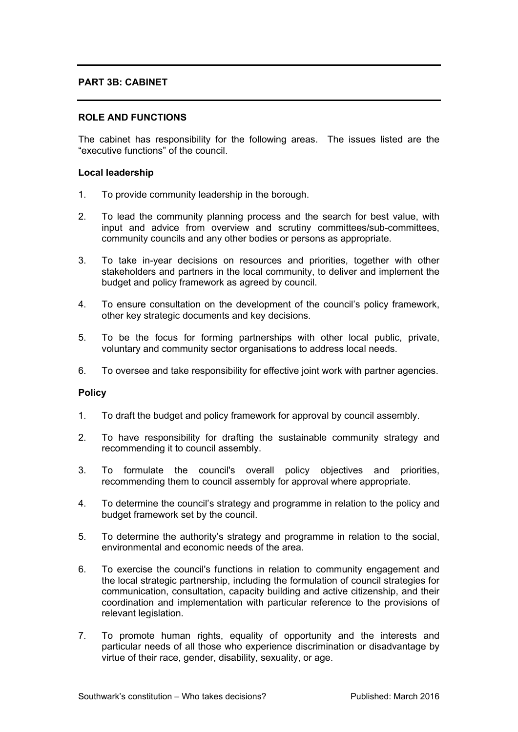## PART 3B: CABINET

### ROLE AND FUNCTIONS

The cabinet has responsibility for the following areas. The issues listed are the "executive functions" of the council.

#### Local leadership

1. To provide community leadership in the borough.
2. To lead the community planning process and the search for best value, with input and advice from overview and scrutiny committees/sub-committees, community councils and any other bodies or persons as appropriate.
3. To take in-year decisions on resources and priorities, together with other stakeholders and partners in the local community, to deliver and implement the budget and policy framework as agreed by council.
4. To ensure consultation on the development of the council's policy framework, other key strategic documents and key decisions.
5. To be the focus for forming partnerships with other local public, private, voluntary and community sector organisations to address local needs.
6. To oversee and take responsibility for effective joint work with partner agencies.

#### Policy

1. To draft the budget and policy framework for approval by council assembly.
2. To have responsibility for drafting the sustainable community strategy and recommending it to council assembly.
3. To formulate the council's overall policy objectives and priorities, recommending them to council assembly for approval where appropriate.
4. To determine the council's strategy and programme in relation to the policy and budget framework set by the council.
5. To determine the authority's strategy and programme in relation to the social, environmental and economic needs of the area.
6. To exercise the council's functions in relation to community engagement and the local strategic partnership, including the formulation of council strategies for communication, consultation, capacity building and active citizenship, and their coordination and implementation with particular reference to the provisions of relevant legislation.
7. To promote human rights, equality of opportunity and the interests and particular needs of all those who experience discrimination or disadvantage by virtue of their race, gender, disability, sexuality, or age.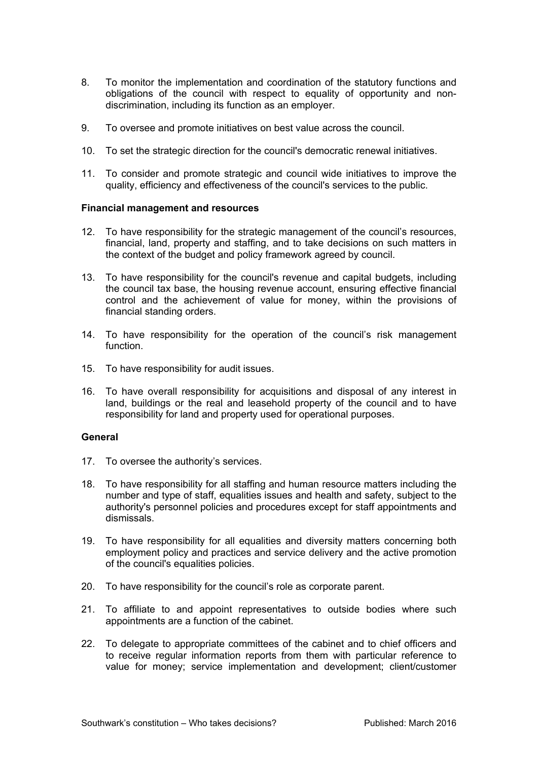8. To monitor the implementation and coordination of the statutory functions and obligations of the council with respect to equality of opportunity and non-discrimination, including its function as an employer.

9. To oversee and promote initiatives on best value across the council.

10. To set the strategic direction for the council's democratic renewal initiatives.

11. To consider and promote strategic and council wide initiatives to improve the quality, efficiency and effectiveness of the council's services to the public.

**Financial management and resources**

12. To have responsibility for the strategic management of the council's resources, financial, land, property and staffing, and to take decisions on such matters in the context of the budget and policy framework agreed by council.

13. To have responsibility for the council's revenue and capital budgets, including the council tax base, the housing revenue account, ensuring effective financial control and the achievement of value for money, within the provisions of financial standing orders.

14. To have responsibility for the operation of the council's risk management function.

15. To have responsibility for audit issues.

16. To have overall responsibility for acquisitions and disposal of any interest in land, buildings or the real and leasehold property of the council and to have responsibility for land and property used for operational purposes.

**General**

17. To oversee the authority's services.

18. To have responsibility for all staffing and human resource matters including the number and type of staff, equalities issues and health and safety, subject to the authority's personnel policies and procedures except for staff appointments and dismissals.

19. To have responsibility for all equalities and diversity matters concerning both employment policy and practices and service delivery and the active promotion of the council's equalities policies.

20. To have responsibility for the council's role as corporate parent.

21. To affiliate to and appoint representatives to outside bodies where such appointments are a function of the cabinet.

22. To delegate to appropriate committees of the cabinet and to chief officers and to receive regular information reports from them with particular reference to value for money; service implementation and development; client/customer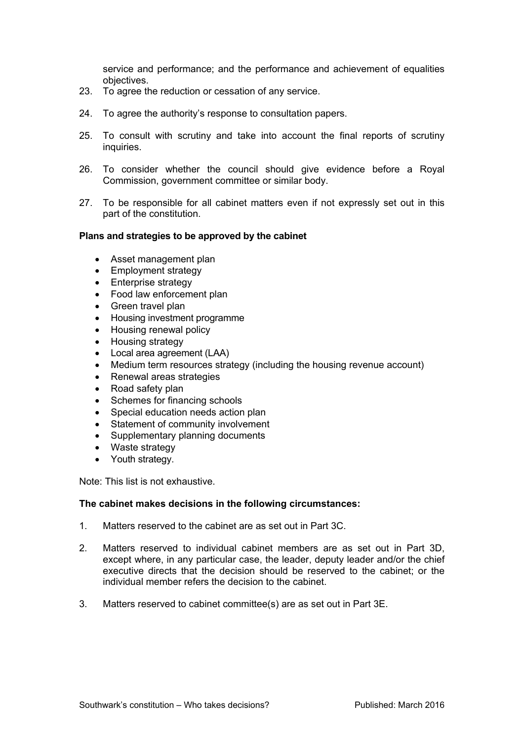service and performance; and the performance and achievement of equalities objectives.

23. To agree the reduction or cessation of any service.

24. To agree the authority's response to consultation papers.

25. To consult with scrutiny and take into account the final reports of scrutiny inquiries.

26. To consider whether the council should give evidence before a Royal Commission, government committee or similar body.

27. To be responsible for all cabinet matters even if not expressly set out in this part of the constitution.

**Plans and strategies to be approved by the cabinet**

- Asset management plan
- Employment strategy
- Enterprise strategy
- Food law enforcement plan
- Green travel plan
- Housing investment programme
- Housing renewal policy
- Housing strategy
- Local area agreement (LAA)
- Medium term resources strategy (including the housing revenue account)
- Renewal areas strategies
- Road safety plan
- Schemes for financing schools
- Special education needs action plan
- Statement of community involvement
- Supplementary planning documents
- Waste strategy
- Youth strategy.

Note: This list is not exhaustive.

**The cabinet makes decisions in the following circumstances:**

1. Matters reserved to the cabinet are as set out in Part 3C.

2. Matters reserved to individual cabinet members are as set out in Part 3D, except where, in any particular case, the leader, deputy leader and/or the chief executive directs that the decision should be reserved to the cabinet; or the individual member refers the decision to the cabinet.

3. Matters reserved to cabinet committee(s) are as set out in Part 3E.